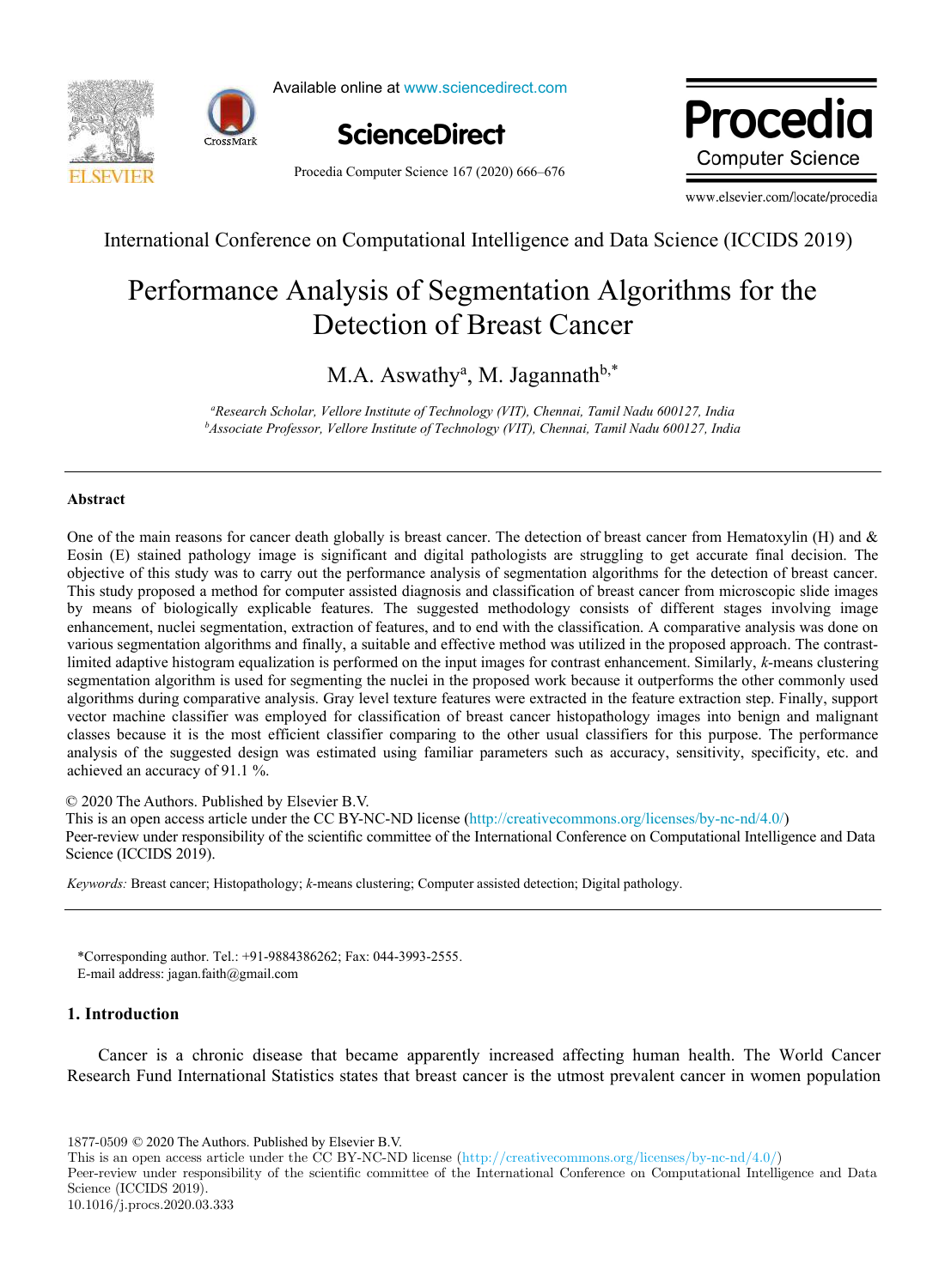International Conference on Computational Intelligence and Data Science (ICCIDS 2019)

# Performance Analysis of Segmentation Algorithms for the Detection of Breast Cancer

M.A. Aswathy[a], M. Jagannath[b,*]

[a]Research Scholar, Vellore Institute of Technology (VIT), Chennai, Tamil Nadu 600127, India
[b]Associate Professor, Vellore Institute of Technology (VIT), Chennai, Tamil Nadu 600127, India

## Abstract

One of the main reasons for cancer death globally is breast cancer. The detection of breast cancer from Hematoxylin (H) and & Eosin (E) stained pathology image is significant and digital pathologists are struggling to get accurate final decision. The objective of this study was to carry out the performance analysis of segmentation algorithms for the detection of breast cancer. This study proposed a method for computer assisted diagnosis and classification of breast cancer from microscopic slide images by means of biologically explicable features. The suggested methodology consists of different stages involving image enhancement, nuclei segmentation, extraction of features, and to end with the classification. A comparative analysis was done on various segmentation algorithms and finally, a suitable and effective method was utilized in the proposed approach. The contrast-limited adaptive histogram equalization is performed on the input images for contrast enhancement. Similarly, *k*-means clustering segmentation algorithm is used for segmenting the nuclei in the proposed work because it outperforms the other commonly used algorithms during comparative analysis. Gray level texture features were extracted in the feature extraction step. Finally, support vector machine classifier was employed for classification of breast cancer histopathology images into benign and malignant classes because it is the most efficient classifier comparing to the other usual classifiers for this purpose. The performance analysis of the suggested design was estimated using familiar parameters such as accuracy, sensitivity, specificity, etc. and achieved an accuracy of 91.1 %.

© 2020 The Authors. Published by Elsevier B.V.
This is an open access article under the CC BY-NC-ND license (http://creativecommons.org/licenses/by-nc-nd/4.0/)
Peer-review under responsibility of the scientific committee of the International Conference on Computational Intelligence and Data Science (ICCIDS 2019).

*Keywords:* Breast cancer; Histopathology; *k*-means clustering; Computer assisted detection; Digital pathology.

*Corresponding author. Tel.: +91-9884386262; Fax: 044-3993-2555.
E-mail address: jagan.faith@gmail.com

## 1. Introduction

Cancer is a chronic disease that became apparently increased affecting human health. The World Cancer Research Fund International Statistics states that breast cancer is the utmost prevalent cancer in women population

1877-0509 © 2020 The Authors. Published by Elsevier B.V.
This is an open access article under the CC BY-NC-ND license (http://creativecommons.org/licenses/by-nc-nd/4.0/)
Peer-review under responsibility of the scientific committee of the International Conference on Computational Intelligence and Data Science (ICCIDS 2019).
10.1016/j.procs.2020.03.333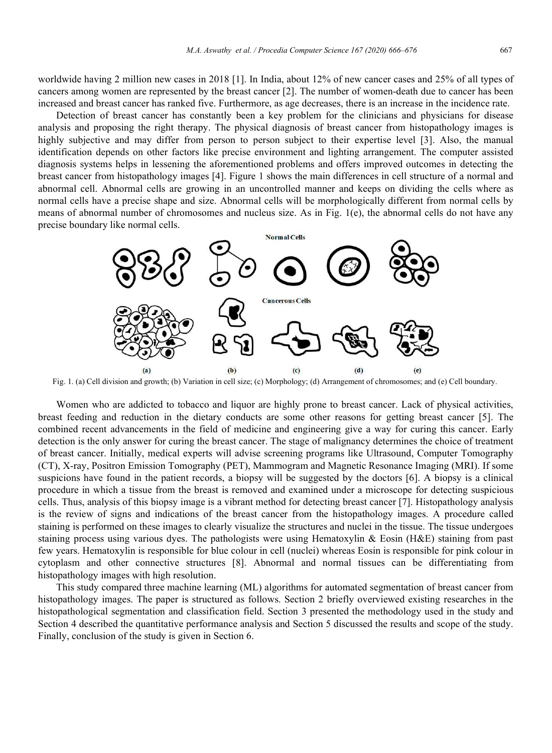worldwide having 2 million new cases in 2018 [1]. In India, about 12% of new cancer cases and 25% of all types of cancers among women are represented by the breast cancer [2]. The number of women-death due to cancer has been increased and breast cancer has ranked five. Furthermore, as age decreases, there is an increase in the incidence rate.

Detection of breast cancer has constantly been a key problem for the clinicians and physicians for disease analysis and proposing the right therapy. The physical diagnosis of breast cancer from histopathology images is highly subjective and may differ from person to person subject to their expertise level [3]. Also, the manual identification depends on other factors like precise environment and lighting arrangement. The computer assisted diagnosis systems helps in lessening the aforementioned problems and offers improved outcomes in detecting the breast cancer from histopathology images [4]. Figure 1 shows the main differences in cell structure of a normal and abnormal cell. Abnormal cells are growing in an uncontrolled manner and keeps on dividing the cells where as normal cells have a precise shape and size. Abnormal cells will be morphologically different from normal cells by means of abnormal number of chromosomes and nucleus size. As in Fig. 1(e), the abnormal cells do not have any precise boundary like normal cells.

Fig. 1. (a) Cell division and growth; (b) Variation in cell size; (c) Morphology; (d) Arrangement of chromosomes; and (e) Cell boundary.

Women who are addicted to tobacco and liquor are highly prone to breast cancer. Lack of physical activities, breast feeding and reduction in the dietary conducts are some other reasons for getting breast cancer [5]. The combined recent advancements in the field of medicine and engineering give a way for curing this cancer. Early detection is the only answer for curing the breast cancer. The stage of malignancy determines the choice of treatment of breast cancer. Initially, medical experts will advise screening programs like Ultrasound, Computer Tomography (CT), X-ray, Positron Emission Tomography (PET), Mammogram and Magnetic Resonance Imaging (MRI). If some suspicions have found in the patient records, a biopsy will be suggested by the doctors [6]. A biopsy is a clinical procedure in which a tissue from the breast is removed and examined under a microscope for detecting suspicious cells. Thus, analysis of this biopsy image is a vibrant method for detecting breast cancer [7]. Histopathology analysis is the review of signs and indications of the breast cancer from the histopathology images. A procedure called staining is performed on these images to clearly visualize the structures and nuclei in the tissue. The tissue undergoes staining process using various dyes. The pathologists were using Hematoxylin & Eosin (H&E) staining from past few years. Hematoxylin is responsible for blue colour in cell (nuclei) whereas Eosin is responsible for pink colour in cytoplasm and other connective structures [8]. Abnormal and normal tissues can be differentiating from histopathology images with high resolution.

This study compared three machine learning (ML) algorithms for automated segmentation of breast cancer from histopathology images. The paper is structured as follows. Section 2 briefly overviewed existing researches in the histopathological segmentation and classification field. Section 3 presented the methodology used in the study and Section 4 described the quantitative performance analysis and Section 5 discussed the results and scope of the study. Finally, conclusion of the study is given in Section 6.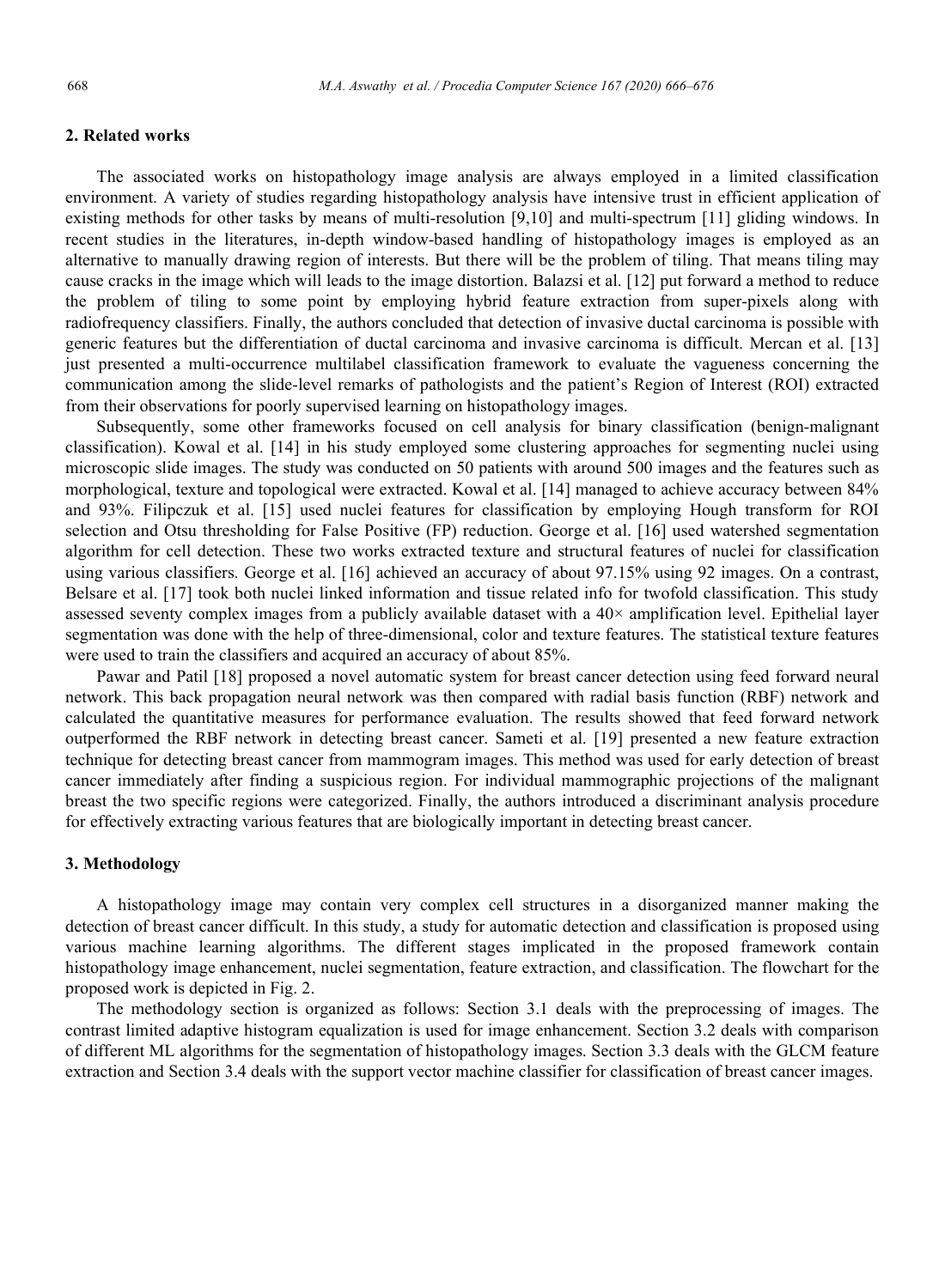## 2. Related works

The associated works on histopathology image analysis are always employed in a limited classification environment. A variety of studies regarding histopathology analysis have intensive trust in efficient application of existing methods for other tasks by means of multi-resolution [9,10] and multi-spectrum [11] gliding windows. In recent studies in the literatures, in-depth window-based handling of histopathology images is employed as an alternative to manually drawing region of interests. But there will be the problem of tiling. That means tiling may cause cracks in the image which will leads to the image distortion. Balazsi et al. [12] put forward a method to reduce the problem of tiling to some point by employing hybrid feature extraction from super-pixels along with radiofrequency classifiers. Finally, the authors concluded that detection of invasive ductal carcinoma is possible with generic features but the differentiation of ductal carcinoma and invasive carcinoma is difficult. Mercan et al. [13] just presented a multi-occurrence multilabel classification framework to evaluate the vagueness concerning the communication among the slide-level remarks of pathologists and the patient's Region of Interest (ROI) extracted from their observations for poorly supervised learning on histopathology images.

Subsequently, some other frameworks focused on cell analysis for binary classification (benign-malignant classification). Kowal et al. [14] in his study employed some clustering approaches for segmenting nuclei using microscopic slide images. The study was conducted on 50 patients with around 500 images and the features such as morphological, texture and topological were extracted. Kowal et al. [14] managed to achieve accuracy between 84% and 93%. Filipczuk et al. [15] used nuclei features for classification by employing Hough transform for ROI selection and Otsu thresholding for False Positive (FP) reduction. George et al. [16] used watershed segmentation algorithm for cell detection. These two works extracted texture and structural features of nuclei for classification using various classifiers. George et al. [16] achieved an accuracy of about 97.15% using 92 images. On a contrast, Belsare et al. [17] took both nuclei linked information and tissue related info for twofold classification. This study assessed seventy complex images from a publicly available dataset with a 40× amplification level. Epithelial layer segmentation was done with the help of three-dimensional, color and texture features. The statistical texture features were used to train the classifiers and acquired an accuracy of about 85%.

Pawar and Patil [18] proposed a novel automatic system for breast cancer detection using feed forward neural network. This back propagation neural network was then compared with radial basis function (RBF) network and calculated the quantitative measures for performance evaluation. The results showed that feed forward network outperformed the RBF network in detecting breast cancer. Sameti et al. [19] presented a new feature extraction technique for detecting breast cancer from mammogram images. This method was used for early detection of breast cancer immediately after finding a suspicious region. For individual mammographic projections of the malignant breast the two specific regions were categorized. Finally, the authors introduced a discriminant analysis procedure for effectively extracting various features that are biologically important in detecting breast cancer.

## 3. Methodology

A histopathology image may contain very complex cell structures in a disorganized manner making the detection of breast cancer difficult. In this study, a study for automatic detection and classification is proposed using various machine learning algorithms. The different stages implicated in the proposed framework contain histopathology image enhancement, nuclei segmentation, feature extraction, and classification. The flowchart for the proposed work is depicted in Fig. 2.

The methodology section is organized as follows: Section 3.1 deals with the preprocessing of images. The contrast limited adaptive histogram equalization is used for image enhancement. Section 3.2 deals with comparison of different ML algorithms for the segmentation of histopathology images. Section 3.3 deals with the GLCM feature extraction and Section 3.4 deals with the support vector machine classifier for classification of breast cancer images.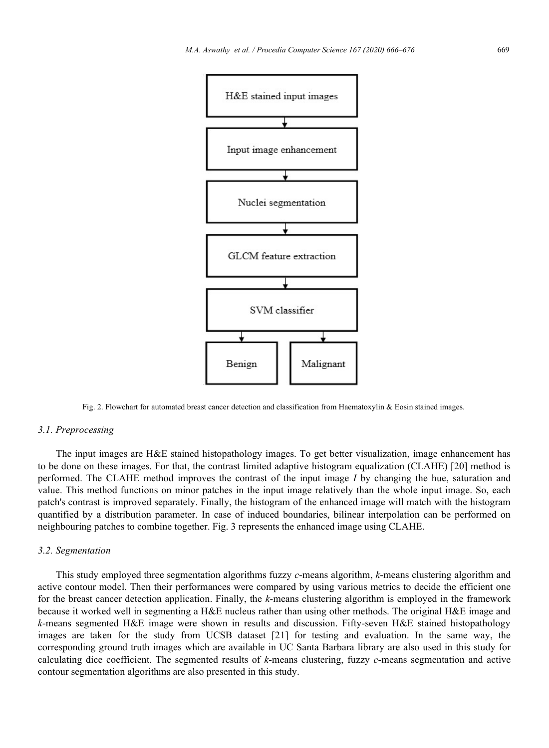Fig. 2. Flowchart for automated breast cancer detection and classification from Haematoxylin & Eosin stained images.

### 3.1. Preprocessing

The input images are H&E stained histopathology images. To get better visualization, image enhancement has to be done on these images. For that, the contrast limited adaptive histogram equalization (CLAHE) [20] method is performed. The CLAHE method improves the contrast of the input image *I* by changing the hue, saturation and value. This method functions on minor patches in the input image relatively than the whole input image. So, each patch's contrast is improved separately. Finally, the histogram of the enhanced image will match with the histogram quantified by a distribution parameter. In case of induced boundaries, bilinear interpolation can be performed on neighbouring patches to combine together. Fig. 3 represents the enhanced image using CLAHE.

### 3.2. Segmentation

This study employed three segmentation algorithms fuzzy *c*-means algorithm, *k*-means clustering algorithm and active contour model. Then their performances were compared by using various metrics to decide the efficient one for the breast cancer detection application. Finally, the *k*-means clustering algorithm is employed in the framework because it worked well in segmenting a H&E nucleus rather than using other methods. The original H&E image and *k*-means segmented H&E image were shown in results and discussion. Fifty-seven H&E stained histopathology images are taken for the study from UCSB dataset [21] for testing and evaluation. In the same way, the corresponding ground truth images which are available in UC Santa Barbara library are also used in this study for calculating dice coefficient. The segmented results of *k*-means clustering, fuzzy *c*-means segmentation and active contour segmentation algorithms are also presented in this study.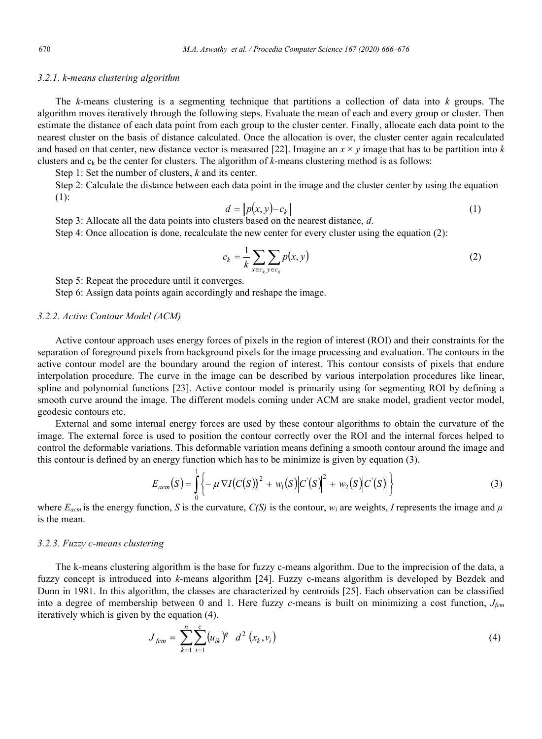### 3.2.1. k-means clustering algorithm

The *k*-means clustering is a segmenting technique that partitions a collection of data into *k* groups. The algorithm moves iteratively through the following steps. Evaluate the mean of each and every group or cluster. Then estimate the distance of each data point from each group to the cluster center. Finally, allocate each data point to the nearest cluster on the basis of distance calculated. Once the allocation is over, the cluster center again recalculated and based on that center, new distance vector is measured [22]. Imagine an $x \times y$ image that has to be partition into *k* clusters and $c_k$ be the center for clusters. The algorithm of *k*-means clustering method is as follows:

Step 1: Set the number of clusters, *k* and its center.

Step 2: Calculate the distance between each data point in the image and the cluster center by using the equation (1):

$$d = \| p(x, y) - c_k \| \tag{1}$$

Step 3: Allocate all the data points into clusters based on the nearest distance, *d*.

Step 4: Once allocation is done, recalculate the new center for every cluster using the equation (2):

$$c_k = \frac{1}{k} \sum_{x \in c_k} \sum_{y \in c_k} p(x, y) \tag{2}$$

Step 5: Repeat the procedure until it converges.

Step 6: Assign data points again accordingly and reshape the image.

### 3.2.2. Active Contour Model (ACM)

Active contour approach uses energy forces of pixels in the region of interest (ROI) and their constraints for the separation of foreground pixels from background pixels for the image processing and evaluation. The contours in the active contour model are the boundary around the region of interest. This contour consists of pixels that endure interpolation procedure. The curve in the image can be described by various interpolation procedures like linear, spline and polynomial functions [23]. Active contour model is primarily using for segmenting ROI by defining a smooth curve around the image. The different models coming under ACM are snake model, gradient vector model, geodesic contours etc.

External and some internal energy forces are used by these contour algorithms to obtain the curvature of the image. The external force is used to position the contour correctly over the ROI and the internal forces helped to control the deformable variations. This deformable variation means defining a smooth contour around the image and this contour is defined by an energy function which has to be minimize is given by equation (3).

$$E_{acm}(S) = \int_0^1 \left\{ -\mu \left| \nabla I(C(S)) \right|^2 + w_1(S) \left| C'(S) \right|^2 + w_2(S) \left| C'(S) \right| \right\} \tag{3}$$

where $E_{acm}$ is the energy function, *S* is the curvature, *C(S)* is the contour, $w_i$ are weights, *I* represents the image and $\mu$ is the mean.

### 3.2.3. Fuzzy c-means clustering

The k-means clustering algorithm is the base for fuzzy c-means algorithm. Due to the imprecision of the data, a fuzzy concept is introduced into *k*-means algorithm [24]. Fuzzy c-means algorithm is developed by Bezdek and Dunn in 1981. In this algorithm, the classes are characterized by centroids [25]. Each observation can be classified into a degree of membership between 0 and 1. Here fuzzy *c*-means is built on minimizing a cost function, $J_{fcm}$ iteratively which is given by the equation (4).

$$J_{fcm} = \sum_{k=1}^{n} \sum_{i=1}^{c} (u_{ik})^q \; d^2 (x_k, v_i) \tag{4}$$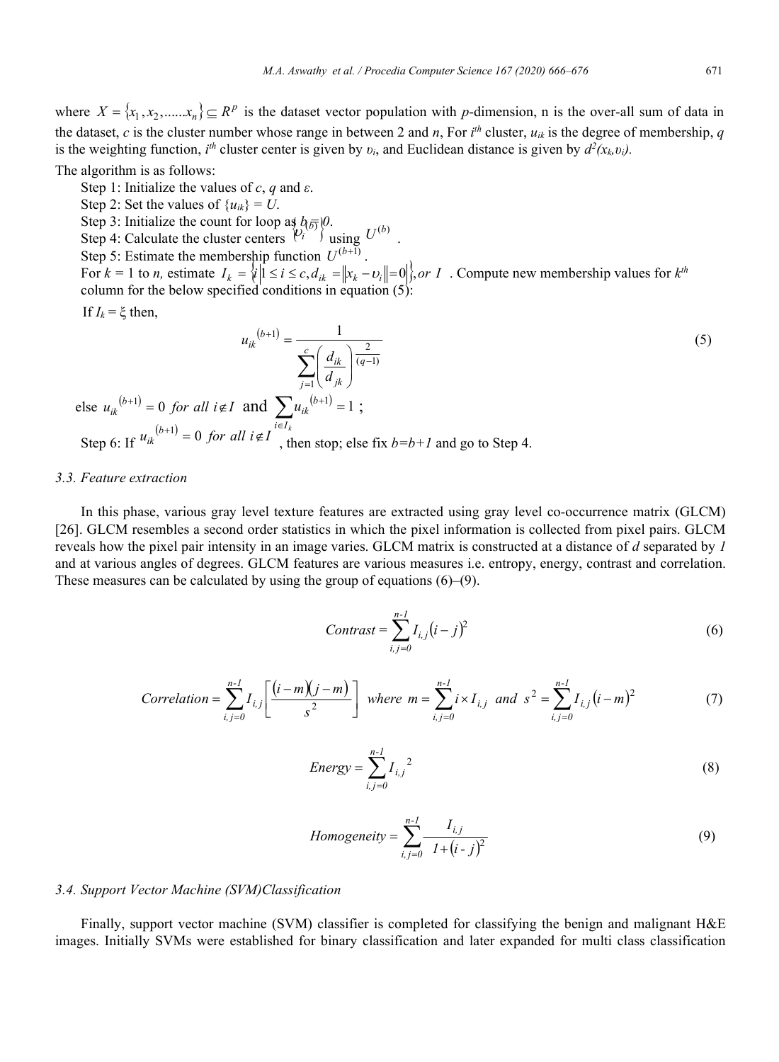where $X = \{x_1, x_2, ......x_n\} \subseteq R^p$ is the dataset vector population with *p*-dimension, n is the over-all sum of data in the dataset, *c* is the cluster number whose range in between 2 and *n*, For $i^{th}$ cluster, $u_{ik}$ is the degree of membership, *q* is the weighting function, $i^{th}$ cluster center is given by $\upsilon_i$, and Euclidean distance is given by $d^2(x_k,\upsilon_i)$.

The algorithm is as follows:

Step 1: Initialize the values of *c*, *q* and *ε*.

Step 2: Set the values of $\{u_{ik}\} = U$.

Step 3: Initialize the count for loop as $b = 0$.

Step 4: Calculate the cluster centers $\{\upsilon_i^{(b)}\}$ using $U^{(b)}$.

Step 5: Estimate the membership function $U^{(b+1)}$.

For $k = 1$ to $n$, estimate $I_k = \{i \mid 1 \le i \le c, d_{ik} = \|x_k - \upsilon_i\| = 0\}, or\ I$. Compute new membership values for $k^{th}$ column for the below specified conditions in equation (5):

If $I_k = \xi$ then,

$$u_{ik}^{(b+1)} = \frac{1}{\sum_{j=1}^{c}\left(\frac{d_{ik}}{d_{jk}}\right)^{\frac{2}{(q-1)}}} \tag{5}$$

else $u_{ik}^{(b+1)} = 0\ for\ all\ i \notin I$ and $\sum_{i \in I_k} u_{ik}^{(b+1)} = 1$;

Step 6: If $u_{ik}^{(b+1)} = 0\ for\ all\ i \notin I$, then stop; else fix $b=b+1$ and go to Step 4.

### 3.3. Feature extraction

In this phase, various gray level texture features are extracted using gray level co-occurrence matrix (GLCM) [26]. GLCM resembles a second order statistics in which the pixel information is collected from pixel pairs. GLCM reveals how the pixel pair intensity in an image varies. GLCM matrix is constructed at a distance of *d* separated by *1* and at various angles of degrees. GLCM features are various measures i.e. entropy, energy, contrast and correlation. These measures can be calculated by using the group of equations (6)–(9).

$$Contrast = \sum_{i,j=0}^{n-1} I_{i,j}(i-j)^2 \tag{6}$$

$$Correlation = \sum_{i,j=0}^{n-1} I_{i,j}\left[\frac{(i-m)(j-m)}{s^2}\right]\ where\ m = \sum_{i,j=0}^{n-1} i \times I_{i,j}\ and\ s^2 = \sum_{i,j=0}^{n-1} I_{i,j}(i-m)^2 \tag{7}$$

$$Energy = \sum_{i,j=0}^{n-1} I_{i,j}^{\ 2} \tag{8}$$

$$Homogeneity = \sum_{i,j=0}^{n-1} \frac{I_{i,j}}{1+(i-j)^2} \tag{9}$$

### 3.4. Support Vector Machine (SVM)Classification

Finally, support vector machine (SVM) classifier is completed for classifying the benign and malignant H&E images. Initially SVMs were established for binary classification and later expanded for multi class classification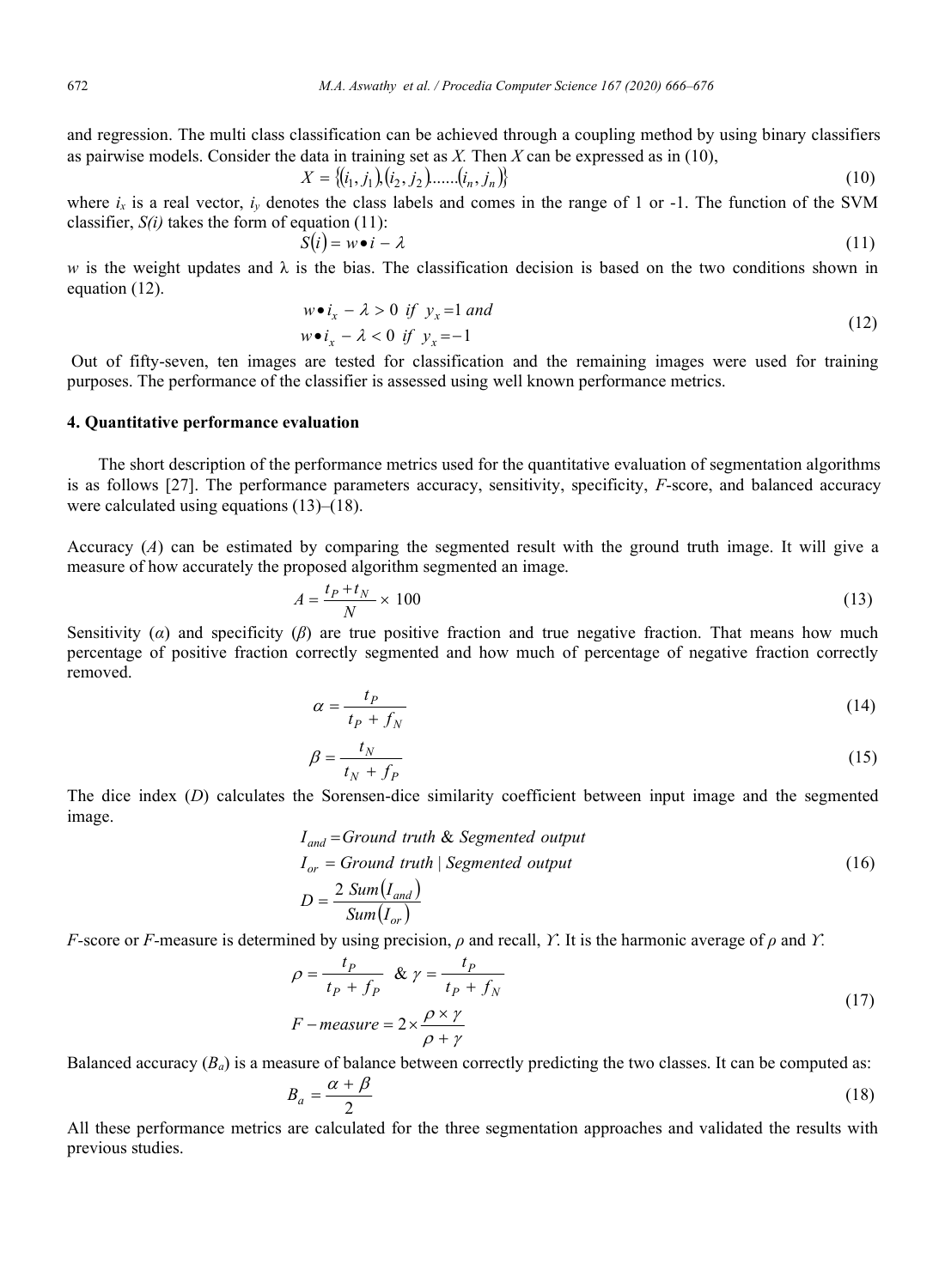and regression. The multi class classification can be achieved through a coupling method by using binary classifiers as pairwise models. Consider the data in training set as $X$. Then $X$ can be expressed as in (10),

$$X = \{(i_1, j_1), (i_2, j_2) ......(i_n, j_n)\} \tag{10}$$

where $i_x$ is a real vector, $i_y$ denotes the class labels and comes in the range of 1 or -1. The function of the SVM classifier, $S(i)$ takes the form of equation (11):

$$S(i) = w \bullet i - \lambda \tag{11}$$

$w$ is the weight updates and λ is the bias. The classification decision is based on the two conditions shown in equation (12).

$$\begin{aligned} & w \bullet i_x - \lambda > 0 \;\; if \;\; y_x = 1 \; and \\ & w \bullet i_x - \lambda < 0 \;\; if \;\; y_x = -1 \end{aligned} \tag{12}$$

Out of fifty-seven, ten images are tested for classification and the remaining images were used for training purposes. The performance of the classifier is assessed using well known performance metrics.

## 4. Quantitative performance evaluation

The short description of the performance metrics used for the quantitative evaluation of segmentation algorithms is as follows [27]. The performance parameters accuracy, sensitivity, specificity, *F*-score, and balanced accuracy were calculated using equations (13)–(18).

Accuracy ($A$) can be estimated by comparing the segmented result with the ground truth image. It will give a measure of how accurately the proposed algorithm segmented an image.

$$A = \frac{t_P + t_N}{N} \times 100 \tag{13}$$

Sensitivity ($\alpha$) and specificity ($\beta$) are true positive fraction and true negative fraction. That means how much percentage of positive fraction correctly segmented and how much of percentage of negative fraction correctly removed.

$$\alpha = \frac{t_P}{t_P + f_N} \tag{14}$$

$$\beta = \frac{t_N}{t_N + f_P} \tag{15}$$

The dice index ($D$) calculates the Sorensen-dice similarity coefficient between input image and the segmented image.

$$\begin{aligned} & I_{and} = Ground\ truth\ \&\ Segmented\ output \\ & I_{or} = Ground\ truth\ |\ Segmented\ output \\ & D = \frac{2\ Sum(I_{and})}{Sum(I_{or})} \end{aligned} \tag{16}$$

*F*-score or *F*-measure is determined by using precision, $\rho$ and recall, $\Upsilon$. It is the harmonic average of $\rho$ and $\Upsilon$.

$$\begin{aligned} & \rho = \frac{t_P}{t_P + f_P} \;\; \& \; \gamma = \frac{t_P}{t_P + f_N} \\ & F - measure = 2 \times \frac{\rho \times \gamma}{\rho + \gamma} \end{aligned} \tag{17}$$

Balanced accuracy ($B_a$) is a measure of balance between correctly predicting the two classes. It can be computed as:

$$B_a = \frac{\alpha + \beta}{2} \tag{18}$$

All these performance metrics are calculated for the three segmentation approaches and validated the results with previous studies.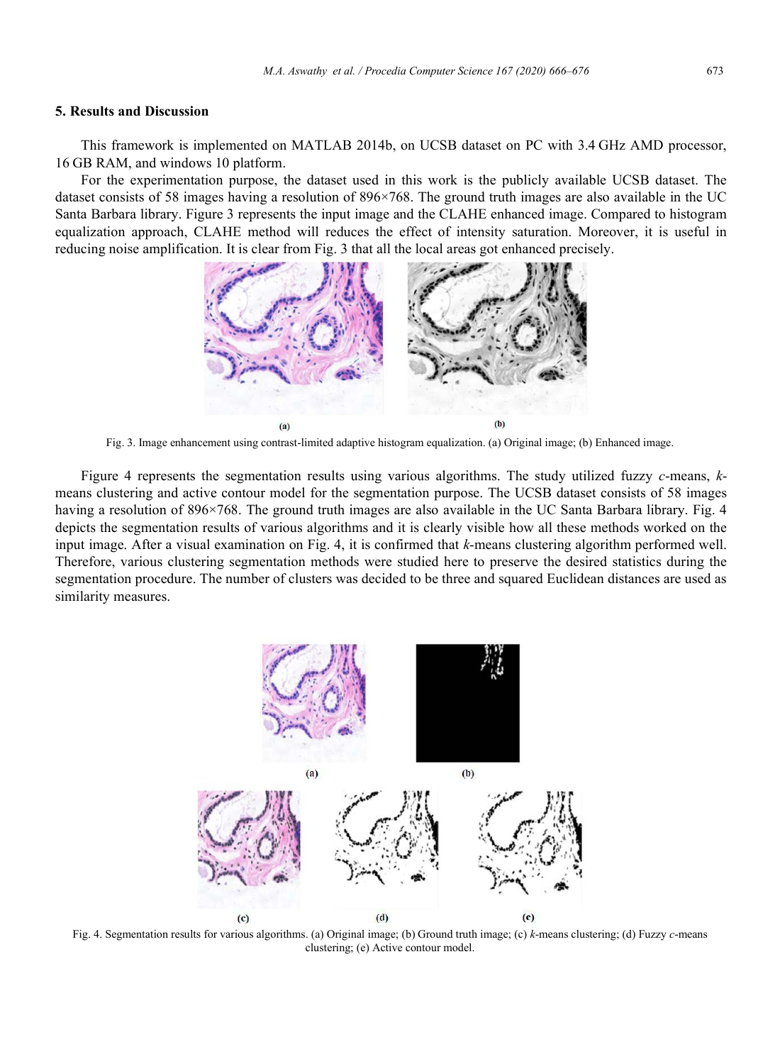## 5. Results and Discussion

This framework is implemented on MATLAB 2014b, on UCSB dataset on PC with 3.4 GHz AMD processor, 16 GB RAM, and windows 10 platform.

For the experimentation purpose, the dataset used in this work is the publicly available UCSB dataset. The dataset consists of 58 images having a resolution of 896×768. The ground truth images are also available in the UC Santa Barbara library. Figure 3 represents the input image and the CLAHE enhanced image. Compared to histogram equalization approach, CLAHE method will reduces the effect of intensity saturation. Moreover, it is useful in reducing noise amplification. It is clear from Fig. 3 that all the local areas got enhanced precisely.

Fig. 3. Image enhancement using contrast-limited adaptive histogram equalization. (a) Original image; (b) Enhanced image.

Figure 4 represents the segmentation results using various algorithms. The study utilized fuzzy *c*-means, *k*-means clustering and active contour model for the segmentation purpose. The UCSB dataset consists of 58 images having a resolution of 896×768. The ground truth images are also available in the UC Santa Barbara library. Fig. 4 depicts the segmentation results of various algorithms and it is clearly visible how all these methods worked on the input image. After a visual examination on Fig. 4, it is confirmed that *k*-means clustering algorithm performed well. Therefore, various clustering segmentation methods were studied here to preserve the desired statistics during the segmentation procedure. The number of clusters was decided to be three and squared Euclidean distances are used as similarity measures.

Fig. 4. Segmentation results for various algorithms. (a) Original image; (b) Ground truth image; (c) *k*-means clustering; (d) Fuzzy *c*-means clustering; (e) Active contour model.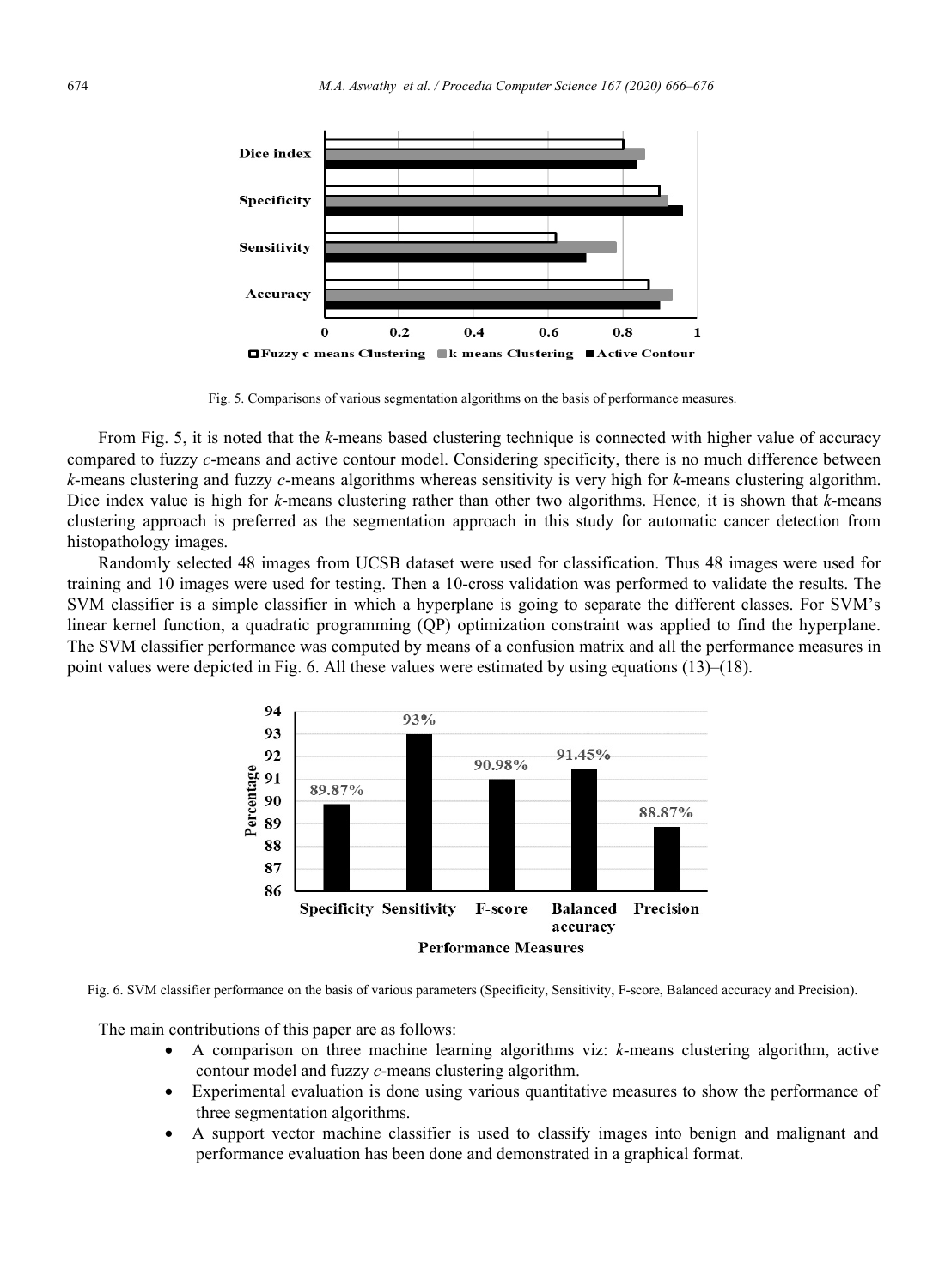Fig. 5. Comparisons of various segmentation algorithms on the basis of performance measures.

From Fig. 5, it is noted that the *k*-means based clustering technique is connected with higher value of accuracy compared to fuzzy *c*-means and active contour model. Considering specificity, there is no much difference between *k*-means clustering and fuzzy *c*-means algorithms whereas sensitivity is very high for *k*-means clustering algorithm. Dice index value is high for *k*-means clustering rather than other two algorithms. Hence*,* it is shown that *k*-means clustering approach is preferred as the segmentation approach in this study for automatic cancer detection from histopathology images.

Randomly selected 48 images from UCSB dataset were used for classification. Thus 48 images were used for training and 10 images were used for testing. Then a 10-cross validation was performed to validate the results. The SVM classifier is a simple classifier in which a hyperplane is going to separate the different classes. For SVM's linear kernel function, a quadratic programming (QP) optimization constraint was applied to find the hyperplane. The SVM classifier performance was computed by means of a confusion matrix and all the performance measures in point values were depicted in Fig. 6. All these values were estimated by using equations (13)–(18).

Fig. 6. SVM classifier performance on the basis of various parameters (Specificity, Sensitivity, F-score, Balanced accuracy and Precision).

The main contributions of this paper are as follows:

- A comparison on three machine learning algorithms viz: *k*-means clustering algorithm, active contour model and fuzzy *c*-means clustering algorithm.
- Experimental evaluation is done using various quantitative measures to show the performance of three segmentation algorithms.
- A support vector machine classifier is used to classify images into benign and malignant and performance evaluation has been done and demonstrated in a graphical format.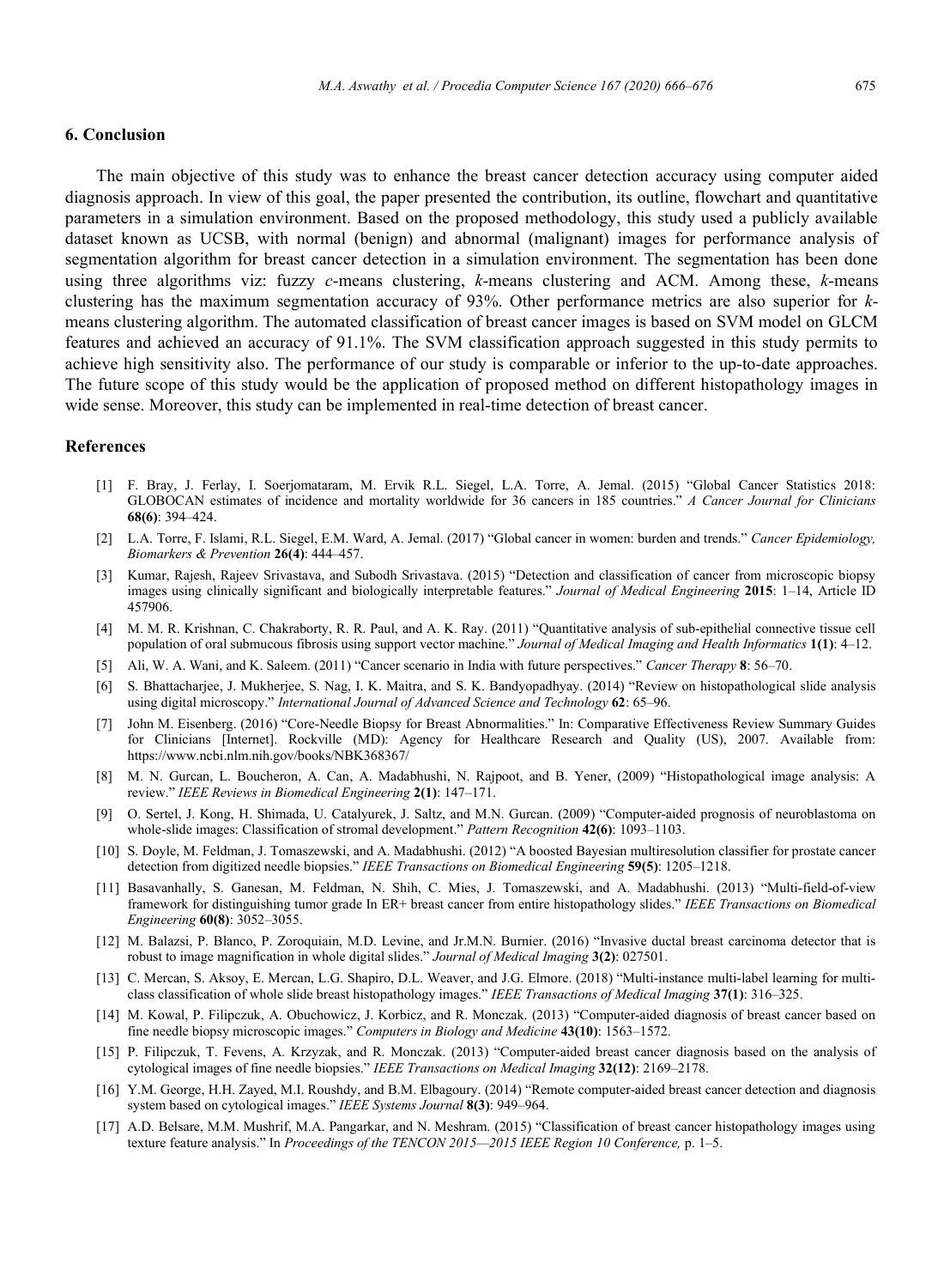## 6. Conclusion

The main objective of this study was to enhance the breast cancer detection accuracy using computer aided diagnosis approach. In view of this goal, the paper presented the contribution, its outline, flowchart and quantitative parameters in a simulation environment. Based on the proposed methodology, this study used a publicly available dataset known as UCSB, with normal (benign) and abnormal (malignant) images for performance analysis of segmentation algorithm for breast cancer detection in a simulation environment. The segmentation has been done using three algorithms viz: fuzzy *c*-means clustering, *k*-means clustering and ACM. Among these, *k*-means clustering has the maximum segmentation accuracy of 93%. Other performance metrics are also superior for *k*-means clustering algorithm. The automated classification of breast cancer images is based on SVM model on GLCM features and achieved an accuracy of 91.1%. The SVM classification approach suggested in this study permits to achieve high sensitivity also. The performance of our study is comparable or inferior to the up-to-date approaches. The future scope of this study would be the application of proposed method on different histopathology images in wide sense. Moreover, this study can be implemented in real-time detection of breast cancer.

## References

[1] F. Bray, J. Ferlay, I. Soerjomataram, M. Ervik R.L. Siegel, L.A. Torre, A. Jemal. (2015) "Global Cancer Statistics 2018: GLOBOCAN estimates of incidence and mortality worldwide for 36 cancers in 185 countries." *A Cancer Journal for Clinicians* **68(6)**: 394–424.

[2] L.A. Torre, F. Islami, R.L. Siegel, E.M. Ward, A. Jemal. (2017) "Global cancer in women: burden and trends." *Cancer Epidemiology, Biomarkers & Prevention* **26(4)**: 444–457.

[3] Kumar, Rajesh, Rajeev Srivastava, and Subodh Srivastava. (2015) "Detection and classification of cancer from microscopic biopsy images using clinically significant and biologically interpretable features." *Journal of Medical Engineering* **2015**: 1–14, Article ID 457906.

[4] M. M. R. Krishnan, C. Chakraborty, R. R. Paul, and A. K. Ray. (2011) "Quantitative analysis of sub-epithelial connective tissue cell population of oral submucous fibrosis using support vector machine." *Journal of Medical Imaging and Health Informatics* **1(1)**: 4–12.

[5] Ali, W. A. Wani, and K. Saleem. (2011) "Cancer scenario in India with future perspectives." *Cancer Therapy* **8**: 56–70.

[6] S. Bhattacharjee, J. Mukherjee, S. Nag, I. K. Maitra, and S. K. Bandyopadhyay. (2014) "Review on histopathological slide analysis using digital microscopy." *International Journal of Advanced Science and Technology* **62**: 65–96.

[7] John M. Eisenberg. (2016) "Core-Needle Biopsy for Breast Abnormalities." In: Comparative Effectiveness Review Summary Guides for Clinicians [Internet]. Rockville (MD): Agency for Healthcare Research and Quality (US), 2007. Available from: https://www.ncbi.nlm.nih.gov/books/NBK368367/

[8] M. N. Gurcan, L. Boucheron, A. Can, A. Madabhushi, N. Rajpoot, and B. Yener, (2009) "Histopathological image analysis: A review." *IEEE Reviews in Biomedical Engineering* **2(1)**: 147–171.

[9] O. Sertel, J. Kong, H. Shimada, U. Catalyurek, J. Saltz, and M.N. Gurcan. (2009) "Computer-aided prognosis of neuroblastoma on whole-slide images: Classification of stromal development." *Pattern Recognition* **42(6)**: 1093–1103.

[10] S. Doyle, M. Feldman, J. Tomaszewski, and A. Madabhushi. (2012) "A boosted Bayesian multiresolution classifier for prostate cancer detection from digitized needle biopsies." *IEEE Transactions on Biomedical Engineering* **59(5)**: 1205–1218.

[11] Basavanhally, S. Ganesan, M. Feldman, N. Shih, C. Mies, J. Tomaszewski, and A. Madabhushi. (2013) "Multi-field-of-view framework for distinguishing tumor grade In ER+ breast cancer from entire histopathology slides." *IEEE Transactions on Biomedical Engineering* **60(8)**: 3052–3055.

[12] M. Balazsi, P. Blanco, P. Zoroquiain, M.D. Levine, and Jr.M.N. Burnier. (2016) "Invasive ductal breast carcinoma detector that is robust to image magnification in whole digital slides." *Journal of Medical Imaging* **3(2)**: 027501.

[13] C. Mercan, S. Aksoy, E. Mercan, L.G. Shapiro, D.L. Weaver, and J.G. Elmore. (2018) "Multi-instance multi-label learning for multi-class classification of whole slide breast histopathology images." *IEEE Transactions of Medical Imaging* **37(1)**: 316–325.

[14] M. Kowal, P. Filipczuk, A. Obuchowicz, J. Korbicz, and R. Monczak. (2013) "Computer-aided diagnosis of breast cancer based on fine needle biopsy microscopic images." *Computers in Biology and Medicine* **43(10)**: 1563–1572.

[15] P. Filipczuk, T. Fevens, A. Krzyzak, and R. Monczak. (2013) "Computer-aided breast cancer diagnosis based on the analysis of cytological images of fine needle biopsies." *IEEE Transactions on Medical Imaging* **32(12)**: 2169–2178.

[16] Y.M. George, H.H. Zayed, M.I. Roushdy, and B.M. Elbagoury. (2014) "Remote computer-aided breast cancer detection and diagnosis system based on cytological images." *IEEE Systems Journal* **8(3)**: 949–964.

[17] A.D. Belsare, M.M. Mushrif, M.A. Pangarkar, and N. Meshram. (2015) "Classification of breast cancer histopathology images using texture feature analysis." In *Proceedings of the TENCON 2015—2015 IEEE Region 10 Conference,* p. 1–5.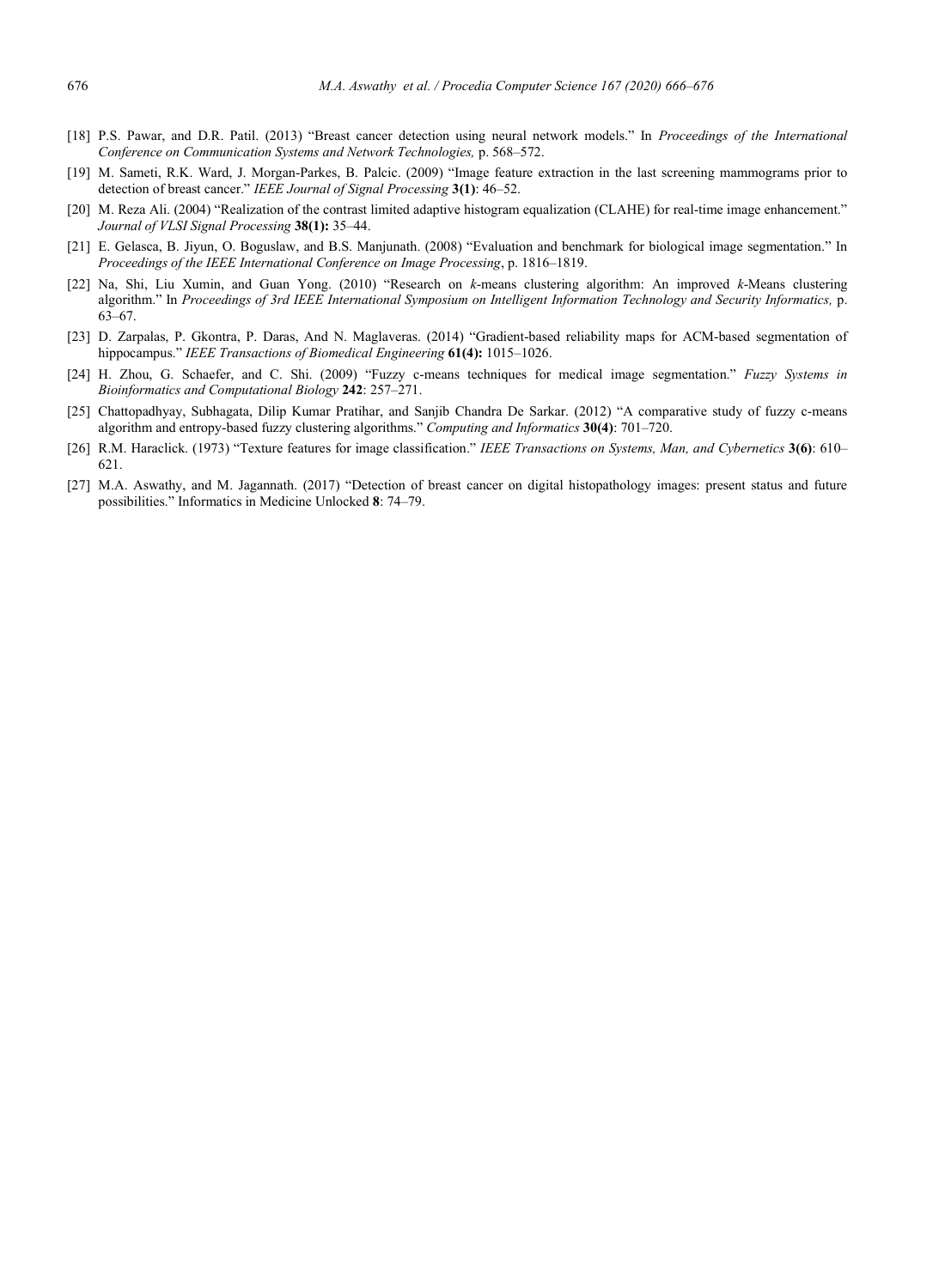[18] P.S. Pawar, and D.R. Patil. (2013) "Breast cancer detection using neural network models." In *Proceedings of the International Conference on Communication Systems and Network Technologies,* p. 568–572.

[19] M. Sameti, R.K. Ward, J. Morgan-Parkes, B. Palcic. (2009) "Image feature extraction in the last screening mammograms prior to detection of breast cancer." *IEEE Journal of Signal Processing* **3(1)**: 46–52.

[20] M. Reza Ali. (2004) "Realization of the contrast limited adaptive histogram equalization (CLAHE) for real-time image enhancement." *Journal of VLSI Signal Processing* **38(1):** 35–44.

[21] E. Gelasca, B. Jiyun, O. Boguslaw, and B.S. Manjunath. (2008) "Evaluation and benchmark for biological image segmentation." In *Proceedings of the IEEE International Conference on Image Processing*, p. 1816–1819.

[22] Na, Shi, Liu Xumin, and Guan Yong. (2010) "Research on *k*-means clustering algorithm: An improved *k*-Means clustering algorithm." In *Proceedings of 3rd IEEE International Symposium on Intelligent Information Technology and Security Informatics,* p. 63–67.

[23] D. Zarpalas, P. Gkontra, P. Daras, And N. Maglaveras. (2014) "Gradient-based reliability maps for ACM-based segmentation of hippocampus." *IEEE Transactions of Biomedical Engineering* **61(4):** 1015–1026.

[24] H. Zhou, G. Schaefer, and C. Shi. (2009) "Fuzzy c-means techniques for medical image segmentation." *Fuzzy Systems in Bioinformatics and Computational Biology* **242**: 257–271.

[25] Chattopadhyay, Subhagata, Dilip Kumar Pratihar, and Sanjib Chandra De Sarkar. (2012) "A comparative study of fuzzy c-means algorithm and entropy-based fuzzy clustering algorithms." *Computing and Informatics* **30(4)**: 701–720.

[26] R.M. Haraclick. (1973) "Texture features for image classification." *IEEE Transactions on Systems, Man, and Cybernetics* **3(6)**: 610–621.

[27] M.A. Aswathy, and M. Jagannath. (2017) "Detection of breast cancer on digital histopathology images: present status and future possibilities." Informatics in Medicine Unlocked **8**: 74–79.